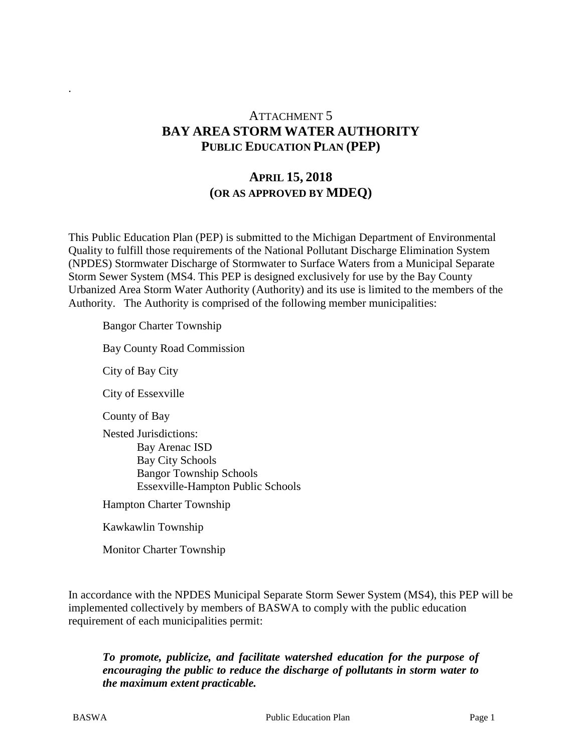.

# ATTACHMENT 5
# BAY AREA STORM WATER AUTHORITY
## PUBLIC EDUCATION PLAN (PEP)

## APRIL 15, 2018
## (OR AS APPROVED BY MDEQ)

This Public Education Plan (PEP) is submitted to the Michigan Department of Environmental Quality to fulfill those requirements of the National Pollutant Discharge Elimination System (NPDES) Stormwater Discharge of Stormwater to Surface Waters from a Municipal Separate Storm Sewer System (MS4. This PEP is designed exclusively for use by the Bay County Urbanized Area Storm Water Authority (Authority) and its use is limited to the members of the Authority. The Authority is comprised of the following member municipalities:

- Bangor Charter Township
- Bay County Road Commission
- City of Bay City
- City of Essexville
- County of Bay
- Nested Jurisdictions:
  - Bay Arenac ISD
  - Bay City Schools
  - Bangor Township Schools
  - Essexville-Hampton Public Schools
- Hampton Charter Township
- Kawkawlin Township
- Monitor Charter Township

In accordance with the NPDES Municipal Separate Storm Sewer System (MS4), this PEP will be implemented collectively by members of BASWA to comply with the public education requirement of each municipalities permit:

> ***To promote, publicize, and facilitate watershed education for the purpose of encouraging the public to reduce the discharge of pollutants in storm water to the maximum extent practicable.***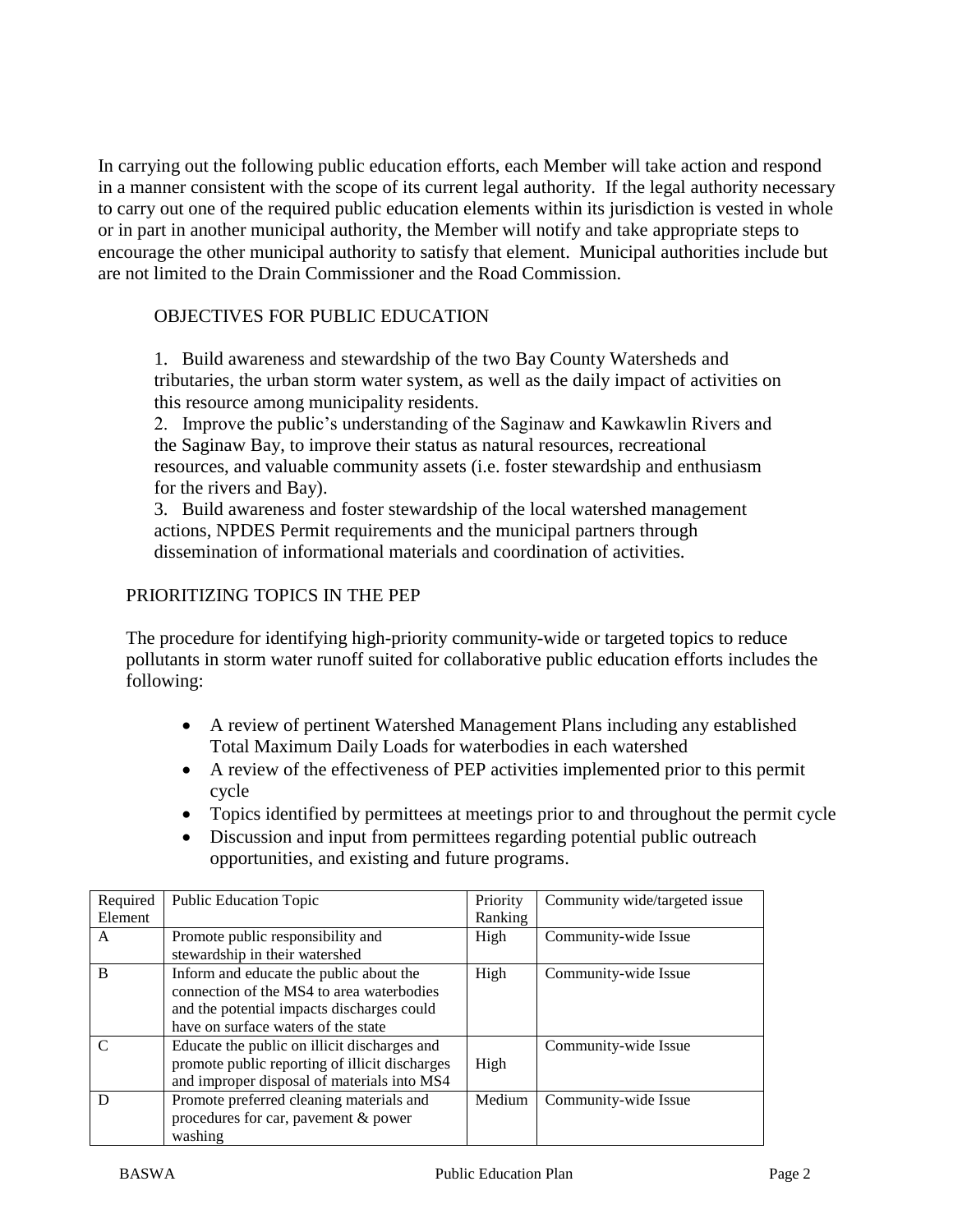In carrying out the following public education efforts, each Member will take action and respond in a manner consistent with the scope of its current legal authority. If the legal authority necessary to carry out one of the required public education elements within its jurisdiction is vested in whole or in part in another municipal authority, the Member will notify and take appropriate steps to encourage the other municipal authority to satisfy that element. Municipal authorities include but are not limited to the Drain Commissioner and the Road Commission.

## OBJECTIVES FOR PUBLIC EDUCATION

1. Build awareness and stewardship of the two Bay County Watersheds and tributaries, the urban storm water system, as well as the daily impact of activities on this resource among municipality residents.
2. Improve the public's understanding of the Saginaw and Kawkawlin Rivers and the Saginaw Bay, to improve their status as natural resources, recreational resources, and valuable community assets (i.e. foster stewardship and enthusiasm for the rivers and Bay).
3. Build awareness and foster stewardship of the local watershed management actions, NPDES Permit requirements and the municipal partners through dissemination of informational materials and coordination of activities.

## PRIORITIZING TOPICS IN THE PEP

The procedure for identifying high-priority community-wide or targeted topics to reduce pollutants in storm water runoff suited for collaborative public education efforts includes the following:

- A review of pertinent Watershed Management Plans including any established Total Maximum Daily Loads for waterbodies in each watershed
- A review of the effectiveness of PEP activities implemented prior to this permit cycle
- Topics identified by permittees at meetings prior to and throughout the permit cycle
- Discussion and input from permittees regarding potential public outreach opportunities, and existing and future programs.

| Required Element | Public Education Topic | Priority Ranking | Community wide/targeted issue |
|---|---|---|---|
| A | Promote public responsibility and stewardship in their watershed | High | Community-wide Issue |
| B | Inform and educate the public about the connection of the MS4 to area waterbodies and the potential impacts discharges could have on surface waters of the state | High | Community-wide Issue |
| C | Educate the public on illicit discharges and promote public reporting of illicit discharges and improper disposal of materials into MS4 | High | Community-wide Issue |
| D | Promote preferred cleaning materials and procedures for car, pavement & power washing | Medium | Community-wide Issue |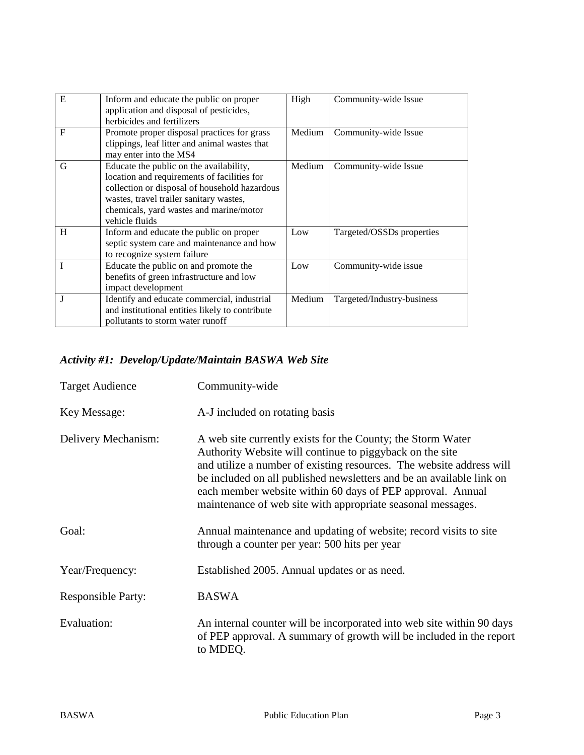| | | | |
|---|---|---|---|
| E | Inform and educate the public on proper application and disposal of pesticides, herbicides and fertilizers | High | Community-wide Issue |
| F | Promote proper disposal practices for grass clippings, leaf litter and animal wastes that may enter into the MS4 | Medium | Community-wide Issue |
| G | Educate the public on the availability, location and requirements of facilities for collection or disposal of household hazardous wastes, travel trailer sanitary wastes, chemicals, yard wastes and marine/motor vehicle fluids | Medium | Community-wide Issue |
| H | Inform and educate the public on proper septic system care and maintenance and how to recognize system failure | Low | Targeted/OSSDs properties |
| I | Educate the public on and promote the benefits of green infrastructure and low impact development | Low | Community-wide issue |
| J | Identify and educate commercial, industrial and institutional entities likely to contribute pollutants to storm water runoff | Medium | Targeted/Industry-business |

### *Activity #1: Develop/Update/Maintain BASWA Web Site*

Target Audience: Community-wide

Key Message: A-J included on rotating basis

Delivery Mechanism: A web site currently exists for the County; the Storm Water Authority Website will continue to piggyback on the site and utilize a number of existing resources. The website address will be included on all published newsletters and be an available link on each member website within 60 days of PEP approval. Annual maintenance of web site with appropriate seasonal messages.

Goal: Annual maintenance and updating of website; record visits to site through a counter per year: 500 hits per year

Year/Frequency: Established 2005. Annual updates or as need.

Responsible Party: BASWA

Evaluation: An internal counter will be incorporated into web site within 90 days of PEP approval. A summary of growth will be included in the report to MDEQ.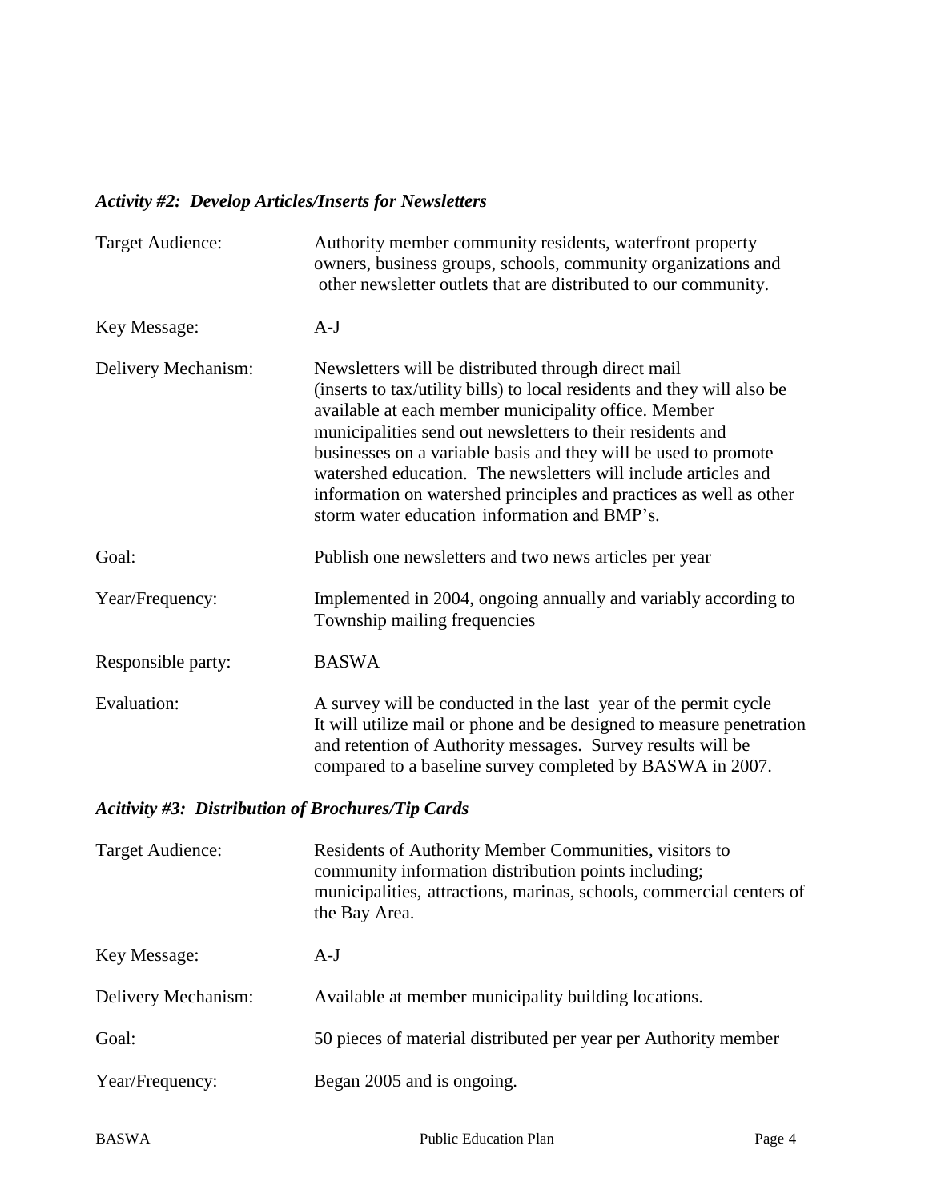### *Activity #2: Develop Articles/Inserts for Newsletters*

| | |
|---|---|
| Target Audience: | Authority member community residents, waterfront property owners, business groups, schools, community organizations and other newsletter outlets that are distributed to our community. |
| Key Message: | A-J |
| Delivery Mechanism: | Newsletters will be distributed through direct mail (inserts to tax/utility bills) to local residents and they will also be available at each member municipality office. Member municipalities send out newsletters to their residents and businesses on a variable basis and they will be used to promote watershed education. The newsletters will include articles and information on watershed principles and practices as well as other storm water education information and BMP's. |
| Goal: | Publish one newsletters and two news articles per year |
| Year/Frequency: | Implemented in 2004, ongoing annually and variably according to Township mailing frequencies |
| Responsible party: | BASWA |
| Evaluation: | A survey will be conducted in the last year of the permit cycle It will utilize mail or phone and be designed to measure penetration and retention of Authority messages. Survey results will be compared to a baseline survey completed by BASWA in 2007. |

### *Acitivity #3: Distribution of Brochures/Tip Cards*

| | |
|---|---|
| Target Audience: | Residents of Authority Member Communities, visitors to community information distribution points including; municipalities, attractions, marinas, schools, commercial centers of the Bay Area. |
| Key Message: | A-J |
| Delivery Mechanism: | Available at member municipality building locations. |
| Goal: | 50 pieces of material distributed per year per Authority member |
| Year/Frequency: | Began 2005 and is ongoing. |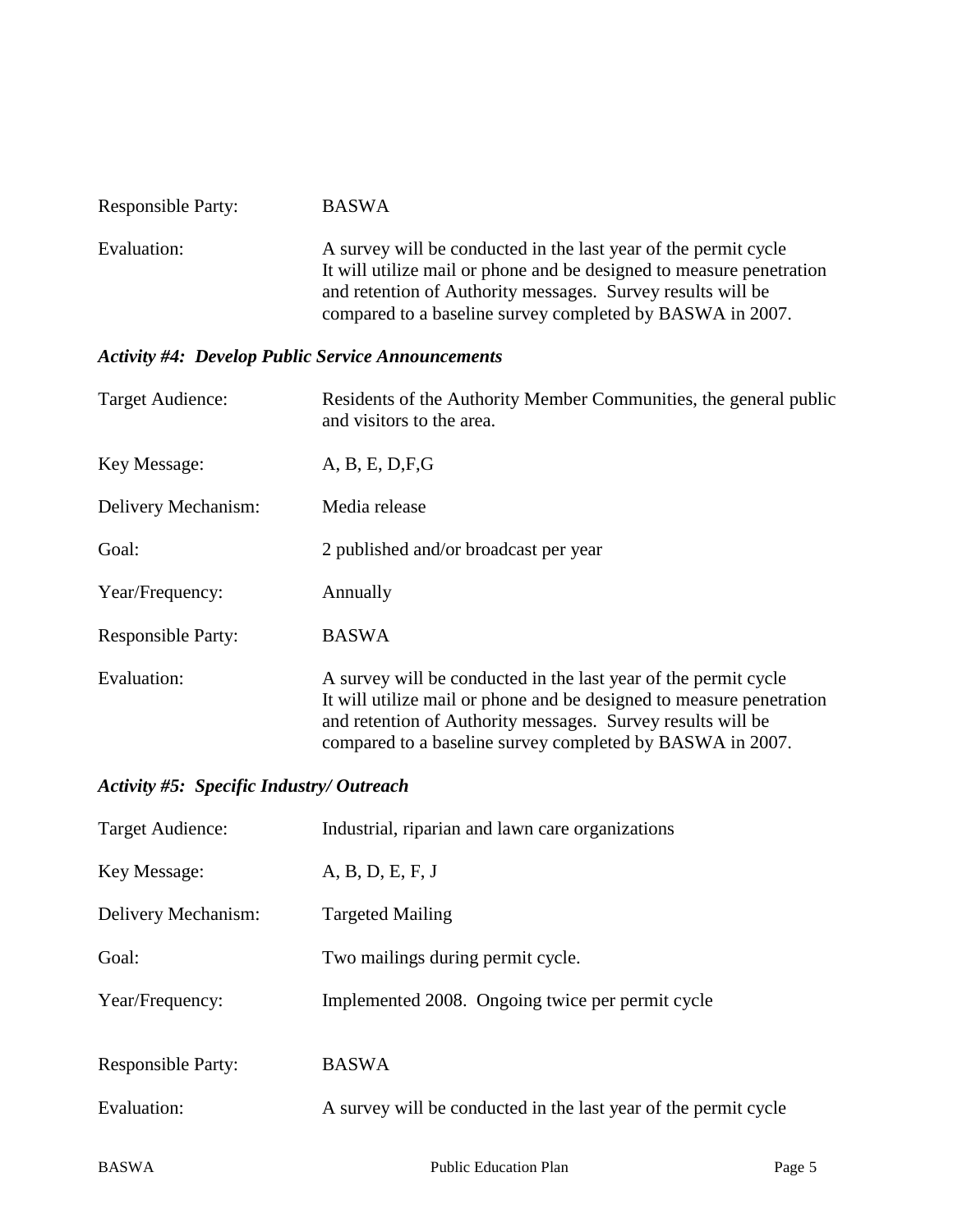Responsible Party: BASWA

Evaluation: A survey will be conducted in the last year of the permit cycle It will utilize mail or phone and be designed to measure penetration and retention of Authority messages. Survey results will be compared to a baseline survey completed by BASWA in 2007.

### *Activity #4: Develop Public Service Announcements*

Target Audience: Residents of the Authority Member Communities, the general public and visitors to the area.

Key Message: A, B, E, D,F,G

Delivery Mechanism: Media release

Goal: 2 published and/or broadcast per year

Year/Frequency: Annually

Responsible Party: BASWA

Evaluation: A survey will be conducted in the last year of the permit cycle It will utilize mail or phone and be designed to measure penetration and retention of Authority messages. Survey results will be compared to a baseline survey completed by BASWA in 2007.

### *Activity #5: Specific Industry/ Outreach*

Target Audience: Industrial, riparian and lawn care organizations

Key Message: A, B, D, E, F, J

Delivery Mechanism: Targeted Mailing

Goal: Two mailings during permit cycle.

Year/Frequency: Implemented 2008. Ongoing twice per permit cycle

Responsible Party: BASWA

Evaluation: A survey will be conducted in the last year of the permit cycle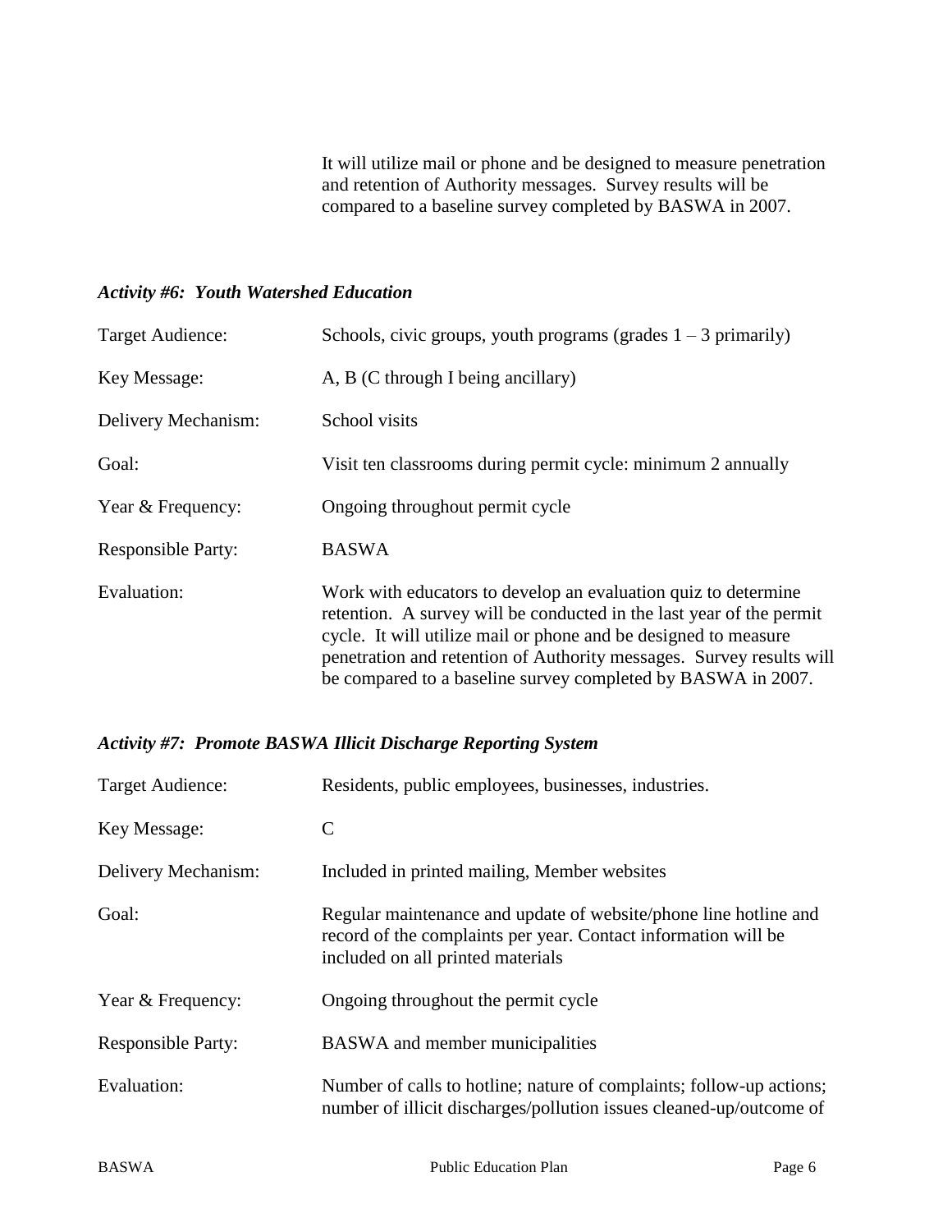It will utilize mail or phone and be designed to measure penetration and retention of Authority messages. Survey results will be compared to a baseline survey completed by BASWA in 2007.

### *Activity #6: Youth Watershed Education*

| | |
|---|---|
| Target Audience: | Schools, civic groups, youth programs (grades 1 – 3 primarily) |
| Key Message: | A, B (C through I being ancillary) |
| Delivery Mechanism: | School visits |
| Goal: | Visit ten classrooms during permit cycle: minimum 2 annually |
| Year & Frequency: | Ongoing throughout permit cycle |
| Responsible Party: | BASWA |
| Evaluation: | Work with educators to develop an evaluation quiz to determine retention. A survey will be conducted in the last year of the permit cycle. It will utilize mail or phone and be designed to measure penetration and retention of Authority messages. Survey results will be compared to a baseline survey completed by BASWA in 2007. |

### *Activity #7: Promote BASWA Illicit Discharge Reporting System*

| | |
|---|---|
| Target Audience: | Residents, public employees, businesses, industries. |
| Key Message: | C |
| Delivery Mechanism: | Included in printed mailing, Member websites |
| Goal: | Regular maintenance and update of website/phone line hotline and record of the complaints per year. Contact information will be included on all printed materials |
| Year & Frequency: | Ongoing throughout the permit cycle |
| Responsible Party: | BASWA and member municipalities |
| Evaluation: | Number of calls to hotline; nature of complaints; follow-up actions; number of illicit discharges/pollution issues cleaned-up/outcome of |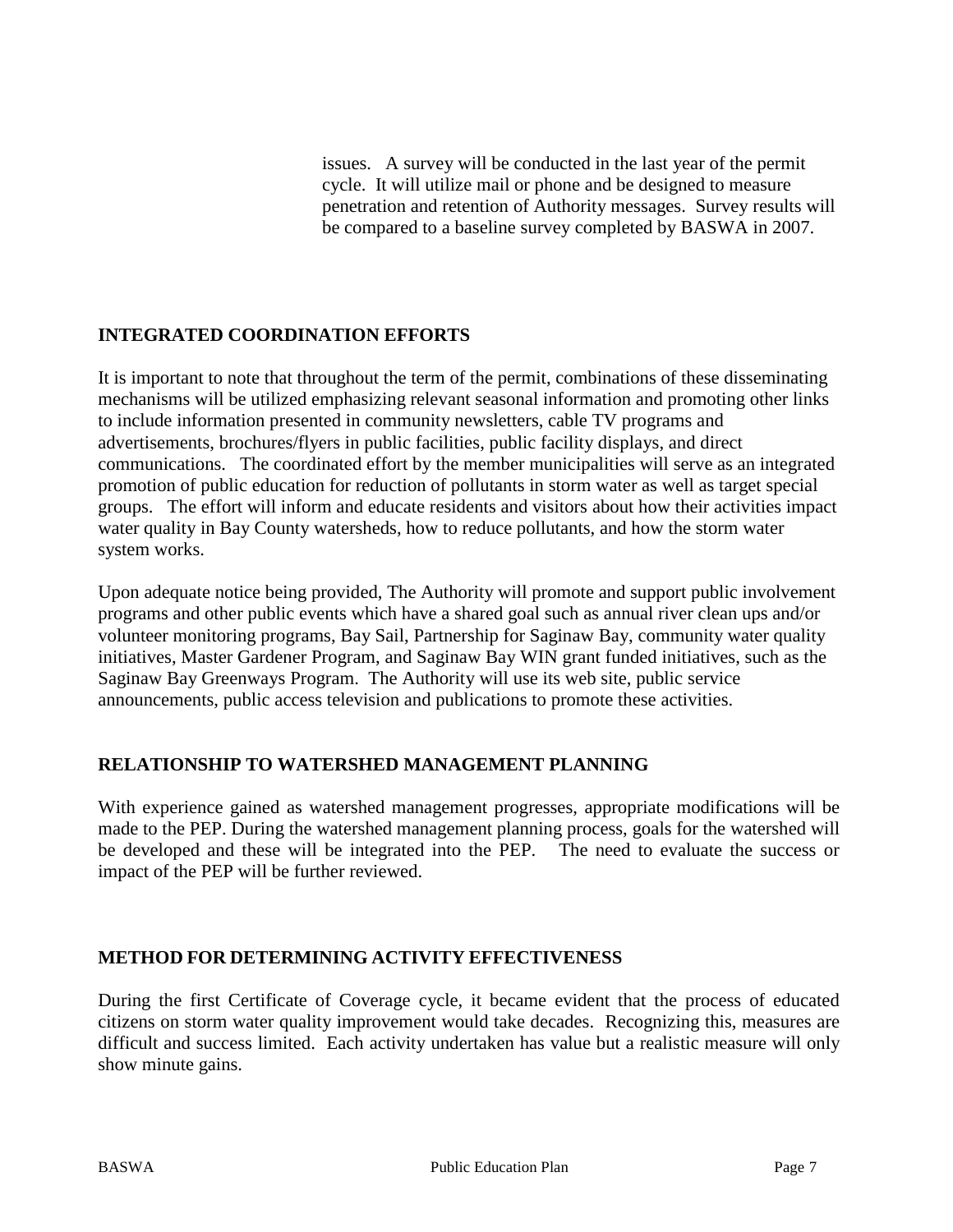issues. A survey will be conducted in the last year of the permit cycle. It will utilize mail or phone and be designed to measure penetration and retention of Authority messages. Survey results will be compared to a baseline survey completed by BASWA in 2007.

## INTEGRATED COORDINATION EFFORTS

It is important to note that throughout the term of the permit, combinations of these disseminating mechanisms will be utilized emphasizing relevant seasonal information and promoting other links to include information presented in community newsletters, cable TV programs and advertisements, brochures/flyers in public facilities, public facility displays, and direct communications. The coordinated effort by the member municipalities will serve as an integrated promotion of public education for reduction of pollutants in storm water as well as target special groups. The effort will inform and educate residents and visitors about how their activities impact water quality in Bay County watersheds, how to reduce pollutants, and how the storm water system works.

Upon adequate notice being provided, The Authority will promote and support public involvement programs and other public events which have a shared goal such as annual river clean ups and/or volunteer monitoring programs, Bay Sail, Partnership for Saginaw Bay, community water quality initiatives, Master Gardener Program, and Saginaw Bay WIN grant funded initiatives, such as the Saginaw Bay Greenways Program. The Authority will use its web site, public service announcements, public access television and publications to promote these activities.

## RELATIONSHIP TO WATERSHED MANAGEMENT PLANNING

With experience gained as watershed management progresses, appropriate modifications will be made to the PEP. During the watershed management planning process, goals for the watershed will be developed and these will be integrated into the PEP. The need to evaluate the success or impact of the PEP will be further reviewed.

## METHOD FOR DETERMINING ACTIVITY EFFECTIVENESS

During the first Certificate of Coverage cycle, it became evident that the process of educated citizens on storm water quality improvement would take decades. Recognizing this, measures are difficult and success limited. Each activity undertaken has value but a realistic measure will only show minute gains.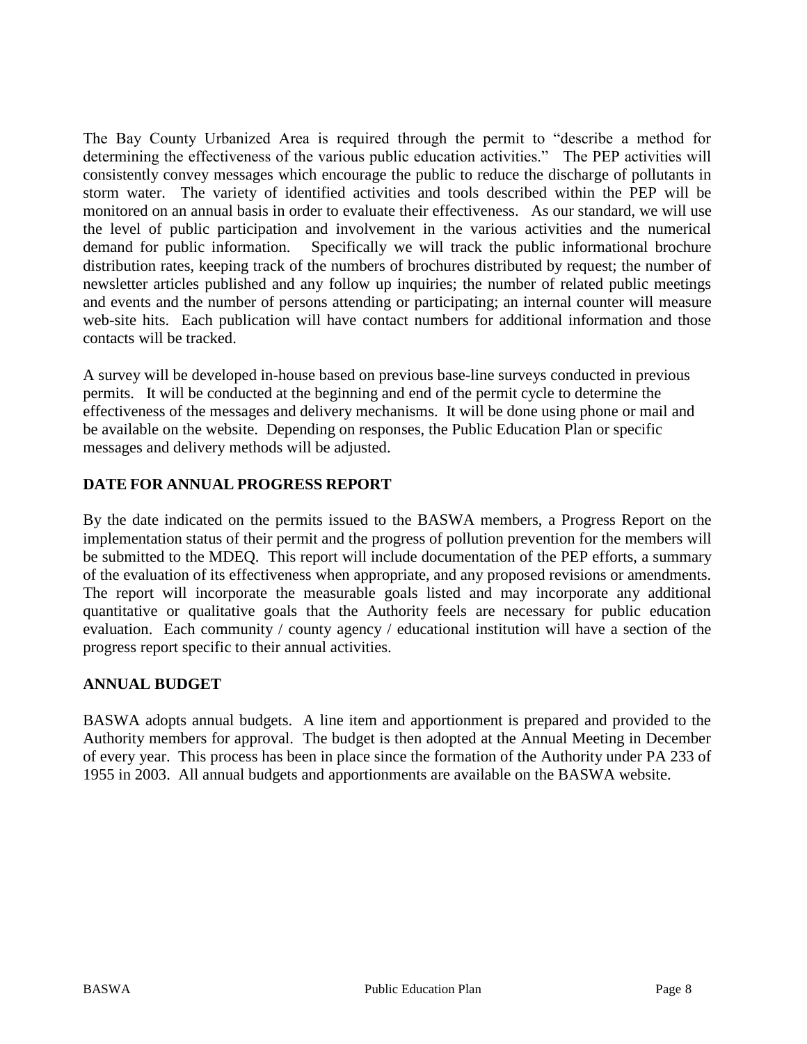The Bay County Urbanized Area is required through the permit to "describe a method for determining the effectiveness of the various public education activities." The PEP activities will consistently convey messages which encourage the public to reduce the discharge of pollutants in storm water. The variety of identified activities and tools described within the PEP will be monitored on an annual basis in order to evaluate their effectiveness. As our standard, we will use the level of public participation and involvement in the various activities and the numerical demand for public information. Specifically we will track the public informational brochure distribution rates, keeping track of the numbers of brochures distributed by request; the number of newsletter articles published and any follow up inquiries; the number of related public meetings and events and the number of persons attending or participating; an internal counter will measure web-site hits. Each publication will have contact numbers for additional information and those contacts will be tracked.

A survey will be developed in-house based on previous base-line surveys conducted in previous permits. It will be conducted at the beginning and end of the permit cycle to determine the effectiveness of the messages and delivery mechanisms. It will be done using phone or mail and be available on the website. Depending on responses, the Public Education Plan or specific messages and delivery methods will be adjusted.

## DATE FOR ANNUAL PROGRESS REPORT

By the date indicated on the permits issued to the BASWA members, a Progress Report on the implementation status of their permit and the progress of pollution prevention for the members will be submitted to the MDEQ. This report will include documentation of the PEP efforts, a summary of the evaluation of its effectiveness when appropriate, and any proposed revisions or amendments. The report will incorporate the measurable goals listed and may incorporate any additional quantitative or qualitative goals that the Authority feels are necessary for public education evaluation. Each community / county agency / educational institution will have a section of the progress report specific to their annual activities.

## ANNUAL BUDGET

BASWA adopts annual budgets. A line item and apportionment is prepared and provided to the Authority members for approval. The budget is then adopted at the Annual Meeting in December of every year. This process has been in place since the formation of the Authority under PA 233 of 1955 in 2003. All annual budgets and apportionments are available on the BASWA website.